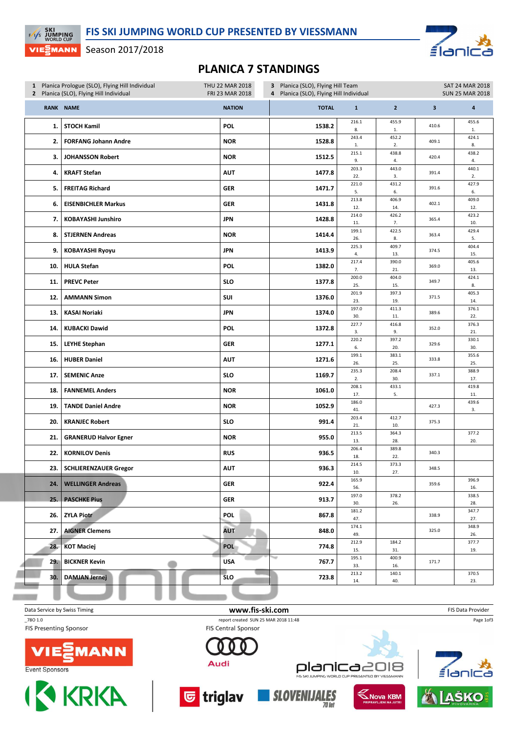# FIS SKI JUMPING WORLD CUP PRESENTED BY VIESSMANN

Season 2017/2018

## PLANICA 7 STANDINGS

| | | |
|---|---|---|
| 1 | Planica Prologue (SLO), Flying Hill Individual | THU 22 MAR 2018 |
| 2 | Planica (SLO), Flying Hill Individual | FRI 23 MAR 2018 |
| 3 | Planica (SLO), Flying Hill Team | SAT 24 MAR 2018 |
| 4 | Planica (SLO), Flying Hill Individual | SUN 25 MAR 2018 |

| RANK | NAME | NATION | TOTAL | 1 | 2 | 3 | 4 |
|---|---|---|---|---|---|---|---|
| 1. | STOCH Kamil | POL | 1538.2 | 216.1 8. | 455.9 1. | 410.6 | 455.6 1. |
| 2. | FORFANG Johann Andre | NOR | 1528.8 | 243.4 1. | 452.2 2. | 409.1 | 424.1 8. |
| 3. | JOHANSSON Robert | NOR | 1512.5 | 215.1 9. | 438.8 4. | 420.4 | 438.2 4. |
| 4. | KRAFT Stefan | AUT | 1477.8 | 203.3 22. | 443.0 3. | 391.4 | 440.1 2. |
| 5. | FREITAG Richard | GER | 1471.7 | 221.0 5. | 431.2 6. | 391.6 | 427.9 6. |
| 6. | EISENBICHLER Markus | GER | 1431.8 | 213.8 12. | 406.9 14. | 402.1 | 409.0 12. |
| 7. | KOBAYASHI Junshiro | JPN | 1428.8 | 214.0 11. | 426.2 7. | 365.4 | 423.2 10. |
| 8. | STJERNEN Andreas | NOR | 1414.4 | 199.1 26. | 422.5 8. | 363.4 | 429.4 5. |
| 9. | KOBAYASHI Ryoyu | JPN | 1413.9 | 225.3 4. | 409.7 13. | 374.5 | 404.4 15. |
| 10. | HULA Stefan | POL | 1382.0 | 217.4 7. | 390.0 21. | 369.0 | 405.6 13. |
| 11. | PREVC Peter | SLO | 1377.8 | 200.0 25. | 404.0 15. | 349.7 | 424.1 8. |
| 12. | AMMANN Simon | SUI | 1376.0 | 201.9 23. | 397.3 19. | 371.5 | 405.3 14. |
| 13. | KASAI Noriaki | JPN | 1374.0 | 197.0 30. | 411.3 11. | 389.6 | 376.1 22. |
| 14. | KUBACKI Dawid | POL | 1372.8 | 227.7 3. | 416.8 9. | 352.0 | 376.3 21. |
| 15. | LEYHE Stephan | GER | 1277.1 | 220.2 6. | 397.2 20. | 329.6 | 330.1 30. |
| 16. | HUBER Daniel | AUT | 1271.6 | 199.1 26. | 383.1 25. | 333.8 | 355.6 25. |
| 17. | SEMENIC Anze | SLO | 1169.7 | 235.3 2. | 208.4 30. | 337.1 | 388.9 17. |
| 18. | FANNEMEL Anders | NOR | 1061.0 | 208.1 17. | 433.1 5. | | 419.8 11. |
| 19. | TANDE Daniel Andre | NOR | 1052.9 | 186.0 41. | | 427.3 | 439.6 3. |
| 20. | KRANJEC Robert | SLO | 991.4 | 203.4 21. | 412.7 10. | 375.3 | |
| 21. | GRANERUD Halvor Egner | NOR | 955.0 | 213.5 13. | 364.3 28. | | 377.2 20. |
| 22. | KORNILOV Denis | RUS | 936.5 | 206.4 18. | 389.8 22. | 340.3 | |
| 23. | SCHLIERENZAUER Gregor | AUT | 936.3 | 214.5 10. | 373.3 27. | 348.5 | |
| 24. | WELLINGER Andreas | GER | 922.4 | 165.9 56. | | 359.6 | 396.9 16. |
| 25. | PASCHKE Pius | GER | 913.7 | 197.0 30. | 378.2 26. | | 338.5 28. |
| 26. | ZYLA Piotr | POL | 867.8 | 181.2 47. | | 338.9 | 347.7 27. |
| 27. | AIGNER Clemens | AUT | 848.0 | 174.1 49. | | 325.0 | 348.9 26. |
| 28. | KOT Maciej | POL | 774.8 | 212.9 15. | 184.2 31. | | 377.7 19. |
| 29. | BICKNER Kevin | USA | 767.7 | 195.1 33. | 400.9 16. | 171.7 | |
| 30. | DAMJAN Jernej | SLO | 723.8 | 213.2 14. | 140.1 40. | | 370.5 23. |

Data Service by Swiss Timing — www.fis-ski.com — FIS Data Provider

_78O 1.0 — report created SUN 25 MAR 2018 11:48

FIS Presenting Sponsor — FIS Central Sponsor

Event Sponsors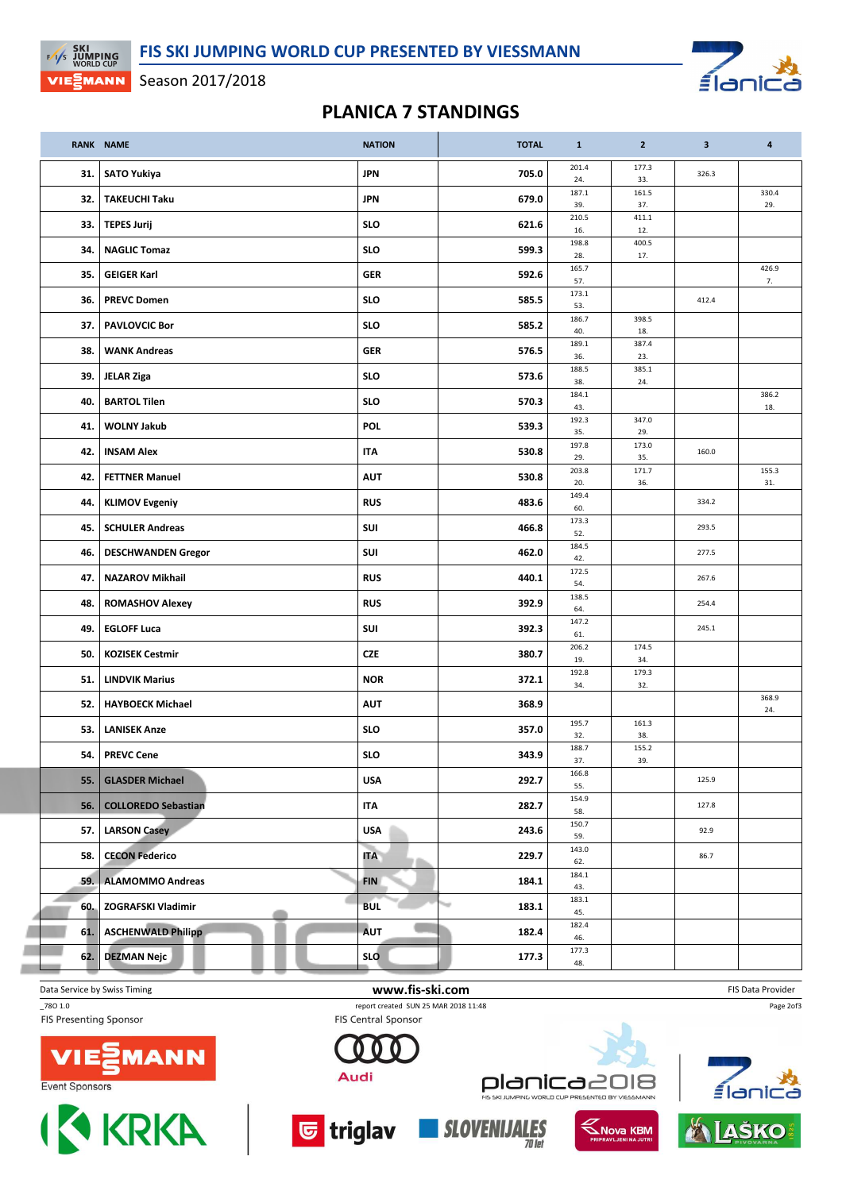# PLANICA 7 STANDINGS

| RANK | NAME | NATION | TOTAL | 1 | 2 | 3 | 4 |
|---|---|---|---|---|---|---|---|
| 31. | SATO Yukiya | JPN | 705.0 | 201.4 24. | 177.3 33. | 326.3 | |
| 32. | TAKEUCHI Taku | JPN | 679.0 | 187.1 39. | 161.5 37. | | 330.4 29. |
| 33. | TEPES Jurij | SLO | 621.6 | 210.5 16. | 411.1 12. | | |
| 34. | NAGLIC Tomaz | SLO | 599.3 | 198.8 28. | 400.5 17. | | |
| 35. | GEIGER Karl | GER | 592.6 | 165.7 57. | | | 426.9 7. |
| 36. | PREVC Domen | SLO | 585.5 | 173.1 53. | | 412.4 | |
| 37. | PAVLOVCIC Bor | SLO | 585.2 | 186.7 40. | 398.5 18. | | |
| 38. | WANK Andreas | GER | 576.5 | 189.1 36. | 387.4 23. | | |
| 39. | JELAR Ziga | SLO | 573.6 | 188.5 38. | 385.1 24. | | |
| 40. | BARTOL Tilen | SLO | 570.3 | 184.1 43. | | | 386.2 18. |
| 41. | WOLNY Jakub | POL | 539.3 | 192.3 35. | 347.0 29. | | |
| 42. | INSAM Alex | ITA | 530.8 | 197.8 29. | 173.0 35. | 160.0 | |
| 42. | FETTNER Manuel | AUT | 530.8 | 203.8 20. | 171.7 36. | | 155.3 31. |
| 44. | KLIMOV Evgeniy | RUS | 483.6 | 149.4 60. | | 334.2 | |
| 45. | SCHULER Andreas | SUI | 466.8 | 173.3 52. | | 293.5 | |
| 46. | DESCHWANDEN Gregor | SUI | 462.0 | 184.5 42. | | 277.5 | |
| 47. | NAZAROV Mikhail | RUS | 440.1 | 172.5 54. | | 267.6 | |
| 48. | ROMASHOV Alexey | RUS | 392.9 | 138.5 64. | | 254.4 | |
| 49. | EGLOFF Luca | SUI | 392.3 | 147.2 61. | | 245.1 | |
| 50. | KOZISEK Cestmir | CZE | 380.7 | 206.2 19. | 174.5 34. | | |
| 51. | LINDVIK Marius | NOR | 372.1 | 192.8 34. | 179.3 32. | | |
| 52. | HAYBOECK Michael | AUT | 368.9 | | | | 368.9 24. |
| 53. | LANISEK Anze | SLO | 357.0 | 195.7 32. | 161.3 38. | | |
| 54. | PREVC Cene | SLO | 343.9 | 188.7 37. | 155.2 39. | | |
| 55. | GLASDER Michael | USA | 292.7 | 166.8 55. | | 125.9 | |
| 56. | COLLOREDO Sebastian | ITA | 282.7 | 154.9 58. | | 127.8 | |
| 57. | LARSON Casey | USA | 243.6 | 150.7 59. | | 92.9 | |
| 58. | CECON Federico | ITA | 229.7 | 143.0 62. | | 86.7 | |
| 59. | ALAMOMMO Andreas | FIN | 184.1 | 184.1 43. | | | |
| 60. | ZOGRAFSKI Vladimir | BUL | 183.1 | 183.1 45. | | | |
| 61. | ASCHENWALD Philipp | AUT | 182.4 | 182.4 46. | | | |
| 62. | DEZMAN Nejc | SLO | 177.3 | 177.3 48. | | | |

Data Service by Swiss Timing | www.fis-ski.com | FIS Data Provider

_78O 1.0 report created SUN 25 MAR 2018 11:48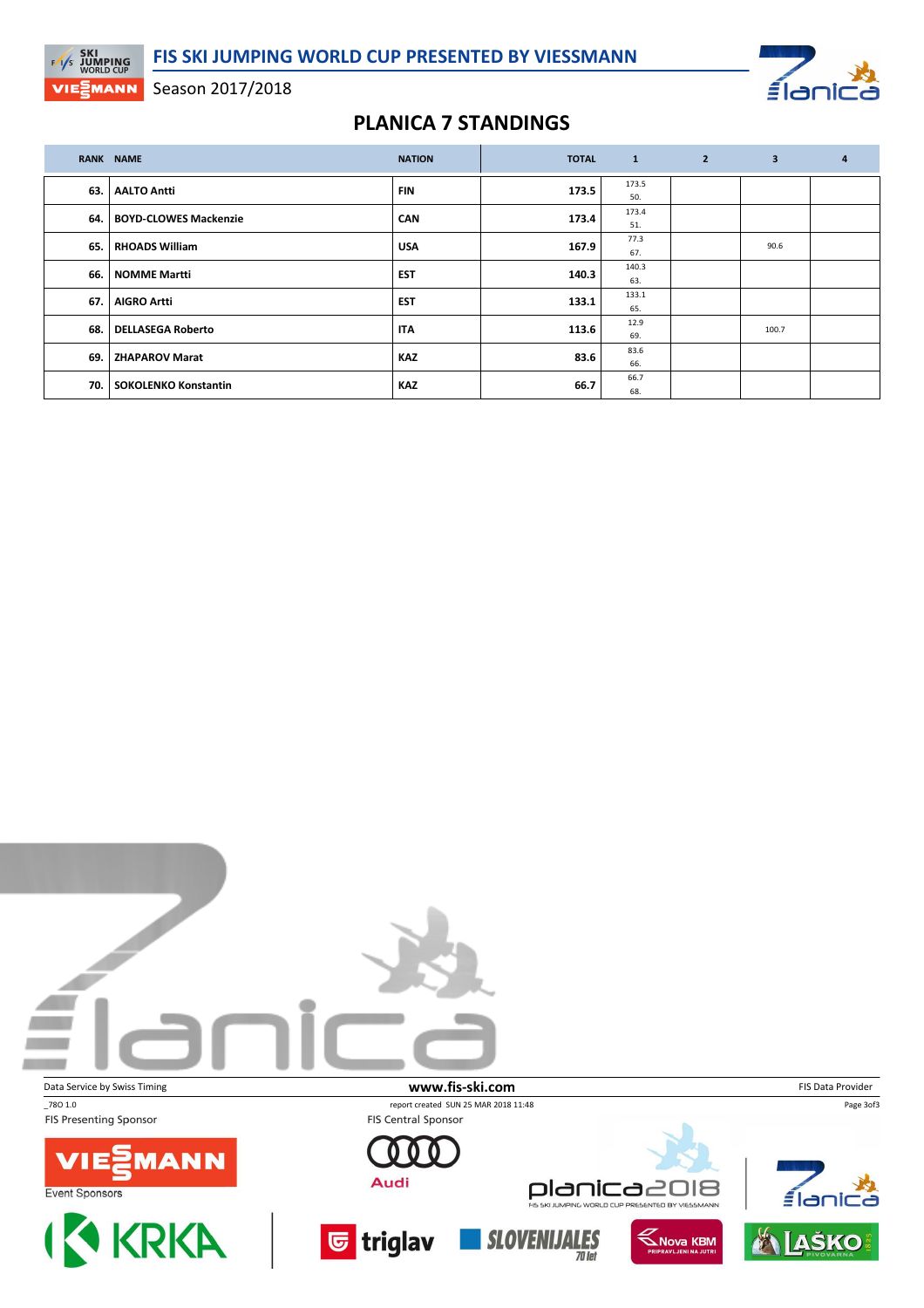# PLANICA 7 STANDINGS

| RANK | NAME | NATION | TOTAL | 1 | 2 | 3 | 4 |
|---|---|---|---|---|---|---|---|
| 63. | AALTO Antti | FIN | 173.5 | 173.5 50. | | | |
| 64. | BOYD-CLOWES Mackenzie | CAN | 173.4 | 173.4 51. | | | |
| 65. | RHOADS William | USA | 167.9 | 77.3 67. | | 90.6 | |
| 66. | NOMME Martti | EST | 140.3 | 140.3 63. | | | |
| 67. | AIGRO Artti | EST | 133.1 | 133.1 65. | | | |
| 68. | DELLASEGA Roberto | ITA | 113.6 | 12.9 69. | | 100.7 | |
| 69. | ZHAPAROV Marat | KAZ | 83.6 | 83.6 66. | | | |
| 70. | SOKOLENKO Konstantin | KAZ | 66.7 | 66.7 68. | | | |

Data Service by Swiss Timing

www.fis-ski.com

FIS Data Provider

_78O 1.0

report created SUN 25 MAR 2018 11:48